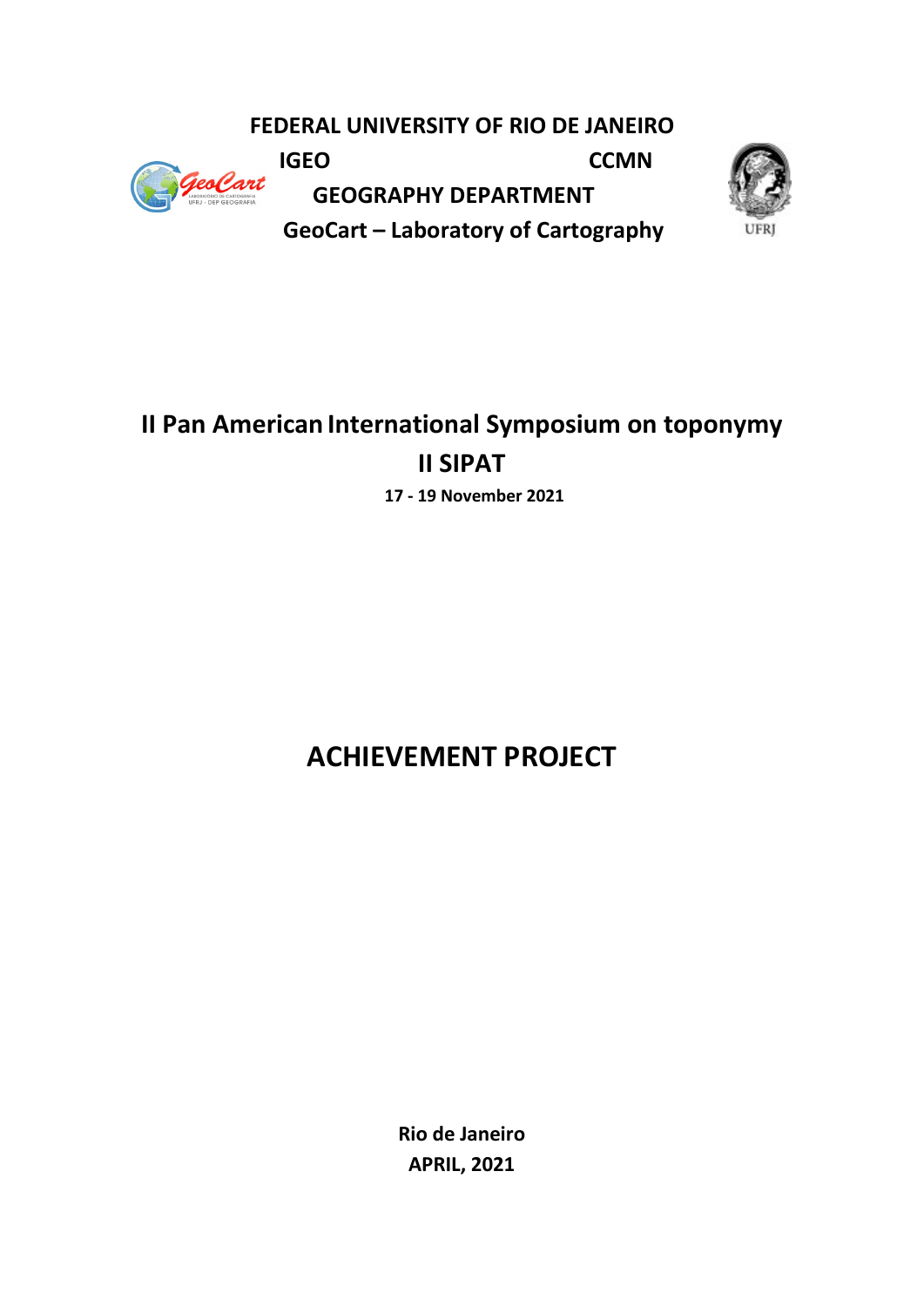**FEDERAL UNIVERSITY OF RIO DE JANEIRO**

**IGEO CCMN**

**GEOGRAPHY DEPARTMENT**

**GeoCart – Laboratory of Cartography**

# II Pan American International Symposium on toponymy

# II SIPAT

**17 - 19 November 2021**

# ACHIEVEMENT PROJECT

**Rio de Janeiro**

**APRIL, 2021**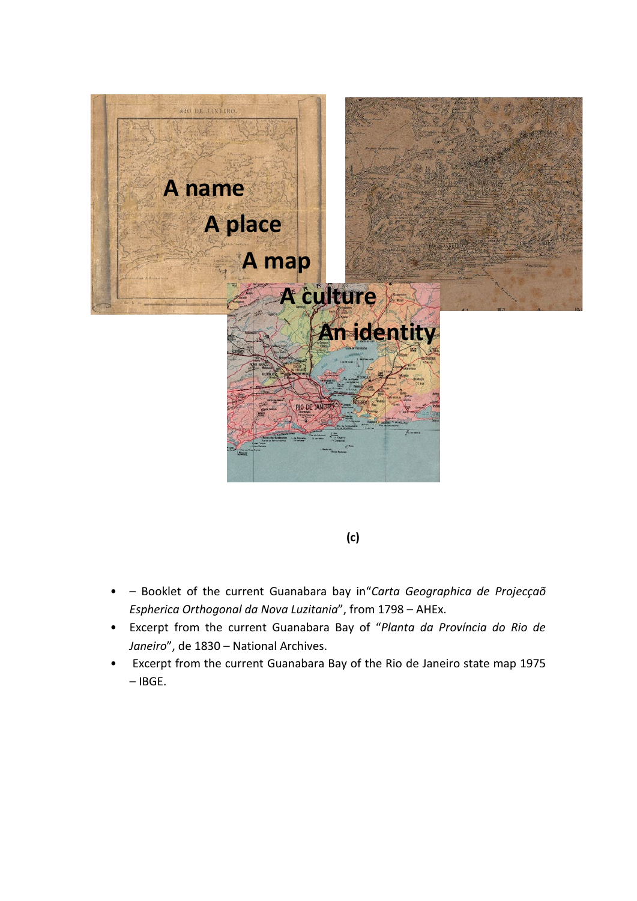A name

A place

A map

A culture

An identity

**(c)**

- – Booklet of the current Guanabara bay in"*Carta Geographica de Projecçaõ Espherica Orthogonal da Nova Luzitania*", from 1798 – AHEx.
- Excerpt from the current Guanabara Bay of "*Planta da Província do Rio de Janeiro*", de 1830 – National Archives.
- Excerpt from the current Guanabara Bay of the Rio de Janeiro state map 1975 – IBGE.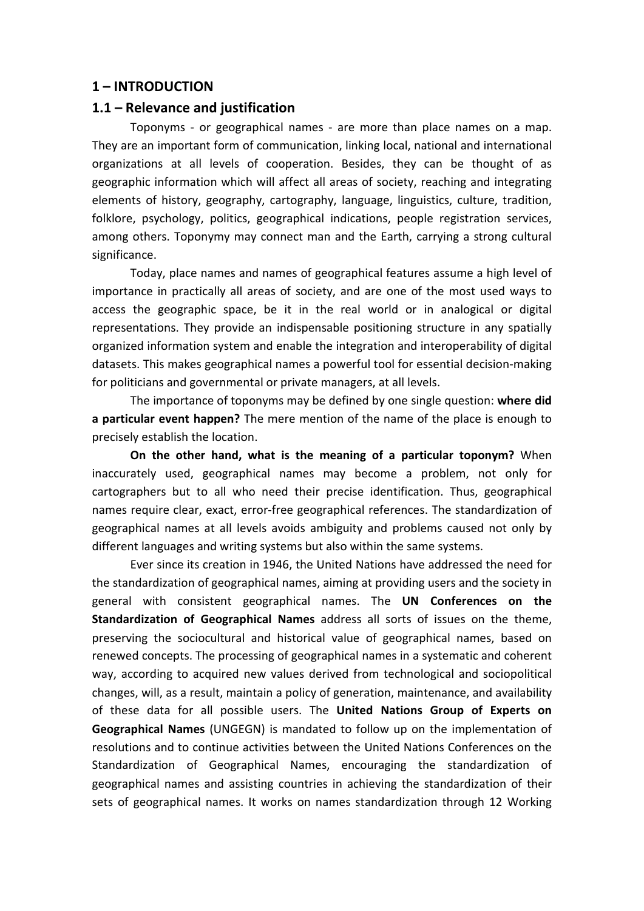# 1 – INTRODUCTION

## 1.1 – Relevance and justification

Toponyms - or geographical names - are more than place names on a map. They are an important form of communication, linking local, national and international organizations at all levels of cooperation. Besides, they can be thought of as geographic information which will affect all areas of society, reaching and integrating elements of history, geography, cartography, language, linguistics, culture, tradition, folklore, psychology, politics, geographical indications, people registration services, among others. Toponymy may connect man and the Earth, carrying a strong cultural significance.

Today, place names and names of geographical features assume a high level of importance in practically all areas of society, and are one of the most used ways to access the geographic space, be it in the real world or in analogical or digital representations. They provide an indispensable positioning structure in any spatially organized information system and enable the integration and interoperability of digital datasets. This makes geographical names a powerful tool for essential decision-making for politicians and governmental or private managers, at all levels.

The importance of toponyms may be defined by one single question: **where did a particular event happen?** The mere mention of the name of the place is enough to precisely establish the location.

**On the other hand, what is the meaning of a particular toponym?** When inaccurately used, geographical names may become a problem, not only for cartographers but to all who need their precise identification. Thus, geographical names require clear, exact, error-free geographical references. The standardization of geographical names at all levels avoids ambiguity and problems caused not only by different languages and writing systems but also within the same systems.

Ever since its creation in 1946, the United Nations have addressed the need for the standardization of geographical names, aiming at providing users and the society in general with consistent geographical names. The **UN Conferences on the Standardization of Geographical Names** address all sorts of issues on the theme, preserving the sociocultural and historical value of geographical names, based on renewed concepts. The processing of geographical names in a systematic and coherent way, according to acquired new values derived from technological and sociopolitical changes, will, as a result, maintain a policy of generation, maintenance, and availability of these data for all possible users. The **United Nations Group of Experts on Geographical Names** (UNGEGN) is mandated to follow up on the implementation of resolutions and to continue activities between the United Nations Conferences on the Standardization of Geographical Names, encouraging the standardization of geographical names and assisting countries in achieving the standardization of their sets of geographical names. It works on names standardization through 12 Working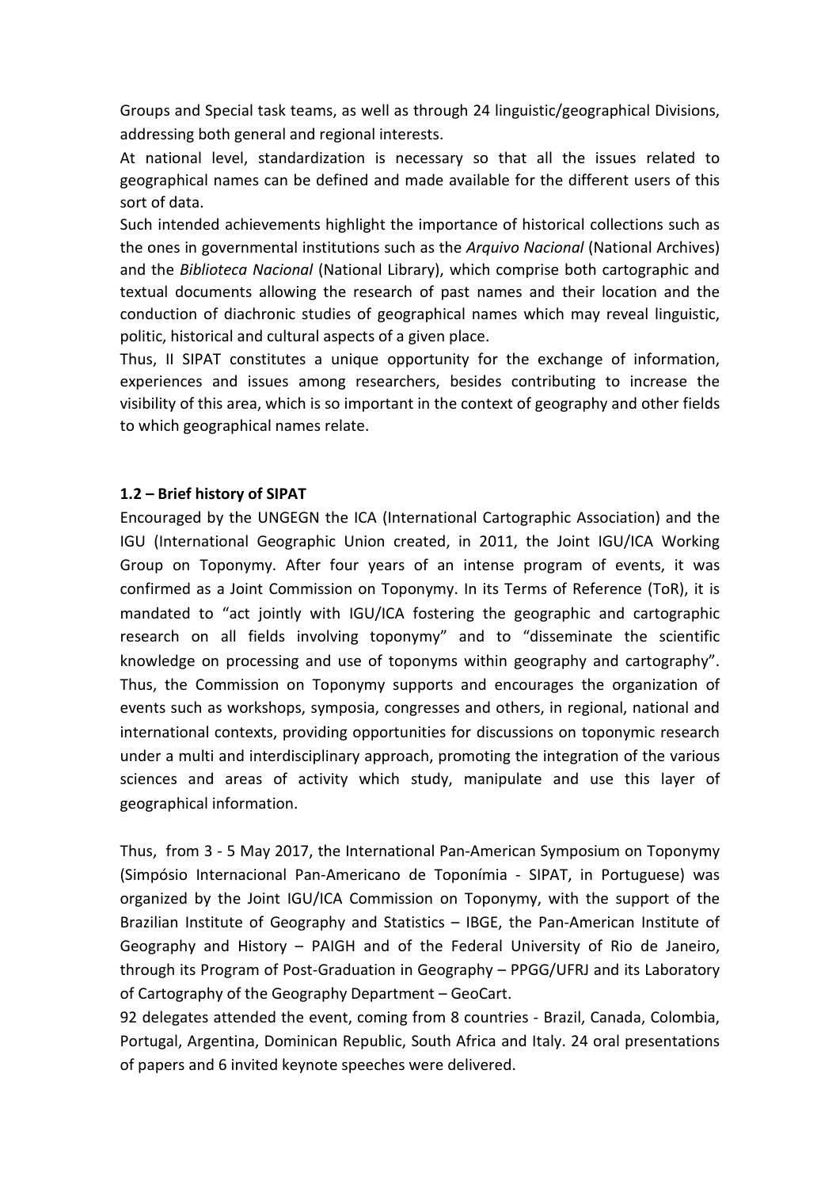Groups and Special task teams, as well as through 24 linguistic/geographical Divisions, addressing both general and regional interests.

At national level, standardization is necessary so that all the issues related to geographical names can be defined and made available for the different users of this sort of data.

Such intended achievements highlight the importance of historical collections such as the ones in governmental institutions such as the *Arquivo Nacional* (National Archives) and the *Biblioteca Nacional* (National Library), which comprise both cartographic and textual documents allowing the research of past names and their location and the conduction of diachronic studies of geographical names which may reveal linguistic, politic, historical and cultural aspects of a given place.

Thus, II SIPAT constitutes a unique opportunity for the exchange of information, experiences and issues among researchers, besides contributing to increase the visibility of this area, which is so important in the context of geography and other fields to which geographical names relate.

### 1.2 – Brief history of SIPAT

Encouraged by the UNGEGN the ICA (International Cartographic Association) and the IGU (International Geographic Union created, in 2011, the Joint IGU/ICA Working Group on Toponymy. After four years of an intense program of events, it was confirmed as a Joint Commission on Toponymy. In its Terms of Reference (ToR), it is mandated to "act jointly with IGU/ICA fostering the geographic and cartographic research on all fields involving toponymy" and to "disseminate the scientific knowledge on processing and use of toponyms within geography and cartography". Thus, the Commission on Toponymy supports and encourages the organization of events such as workshops, symposia, congresses and others, in regional, national and international contexts, providing opportunities for discussions on toponymic research under a multi and interdisciplinary approach, promoting the integration of the various sciences and areas of activity which study, manipulate and use this layer of geographical information.

Thus, from 3 - 5 May 2017, the International Pan-American Symposium on Toponymy (Simpósio Internacional Pan-Americano de Toponímia - SIPAT, in Portuguese) was organized by the Joint IGU/ICA Commission on Toponymy, with the support of the Brazilian Institute of Geography and Statistics – IBGE, the Pan-American Institute of Geography and History – PAIGH and of the Federal University of Rio de Janeiro, through its Program of Post-Graduation in Geography – PPGG/UFRJ and its Laboratory of Cartography of the Geography Department – GeoCart.

92 delegates attended the event, coming from 8 countries - Brazil, Canada, Colombia, Portugal, Argentina, Dominican Republic, South Africa and Italy. 24 oral presentations of papers and 6 invited keynote speeches were delivered.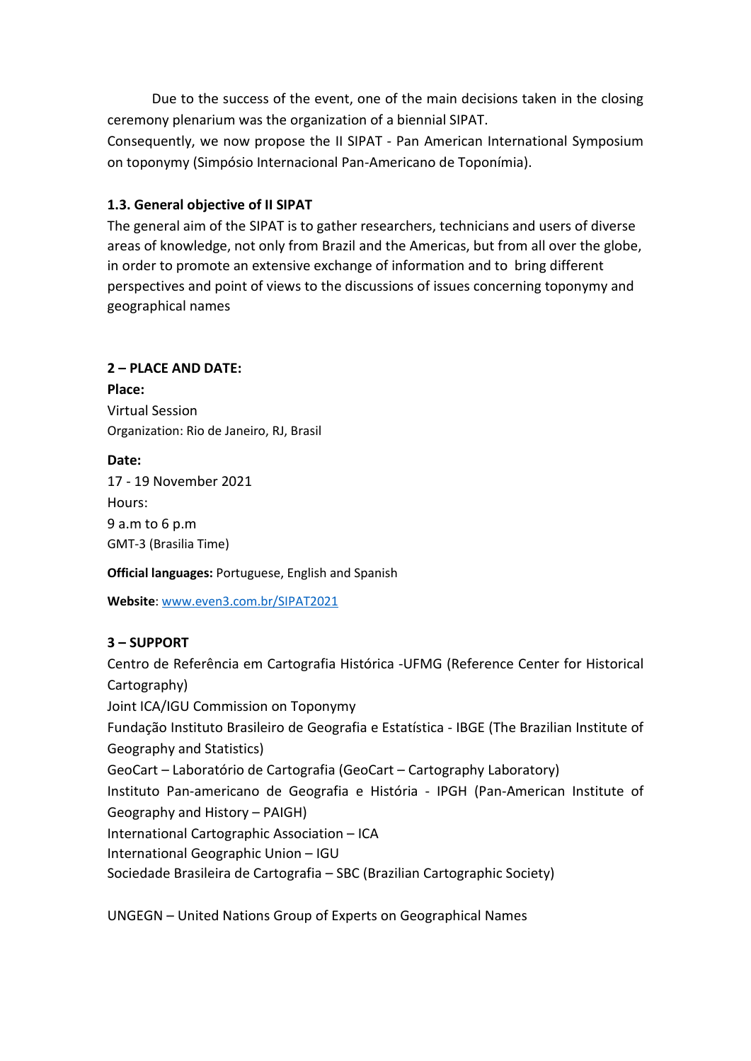Due to the success of the event, one of the main decisions taken in the closing ceremony plenarium was the organization of a biennial SIPAT.
Consequently, we now propose the II SIPAT - Pan American International Symposium on toponymy (Simpósio Internacional Pan-Americano de Toponímia).

### 1.3. General objective of II SIPAT

The general aim of the SIPAT is to gather researchers, technicians and users of diverse areas of knowledge, not only from Brazil and the Americas, but from all over the globe, in order to promote an extensive exchange of information and to bring different perspectives and point of views to the discussions of issues concerning toponymy and geographical names

## 2 – PLACE AND DATE:

**Place:**

Virtual Session

Organization: Rio de Janeiro, RJ, Brasil

**Date:**

17 - 19 November 2021

Hours:

9 a.m to 6 p.m

GMT-3 (Brasilia Time)

**Official languages:** Portuguese, English and Spanish

**Website**: www.even3.com.br/SIPAT2021

## 3 – SUPPORT

Centro de Referência em Cartografia Histórica -UFMG (Reference Center for Historical Cartography)

Joint ICA/IGU Commission on Toponymy

Fundação Instituto Brasileiro de Geografia e Estatística - IBGE (The Brazilian Institute of Geography and Statistics)

GeoCart – Laboratório de Cartografia (GeoCart – Cartography Laboratory)

Instituto Pan-americano de Geografia e História - IPGH (Pan-American Institute of Geography and History – PAIGH)

International Cartographic Association – ICA

International Geographic Union – IGU

Sociedade Brasileira de Cartografia – SBC (Brazilian Cartographic Society)

UNGEGN – United Nations Group of Experts on Geographical Names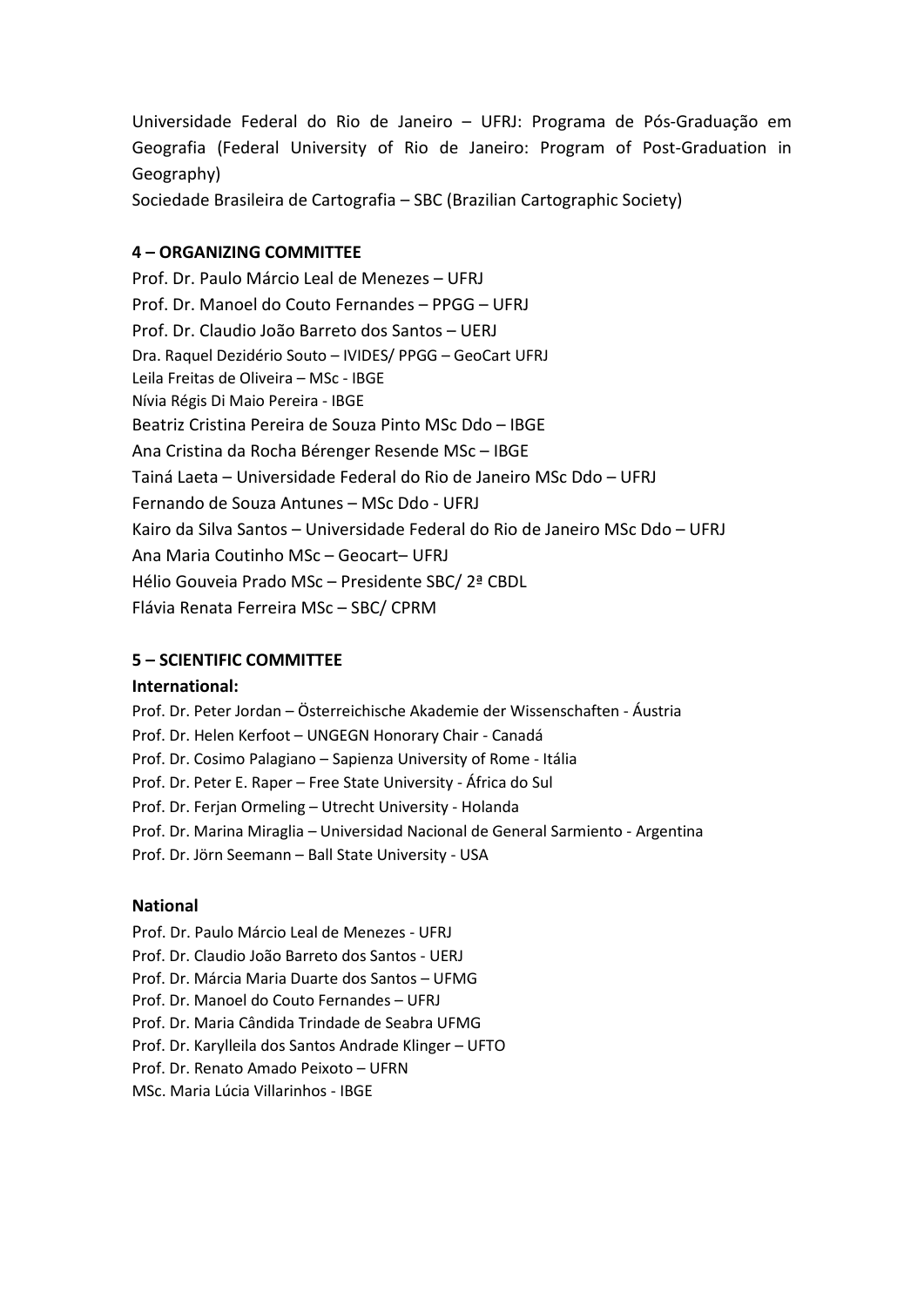Universidade Federal do Rio de Janeiro – UFRJ: Programa de Pós-Graduação em Geografia (Federal University of Rio de Janeiro: Program of Post-Graduation in Geography)

Sociedade Brasileira de Cartografia – SBC (Brazilian Cartographic Society)

## 4 – ORGANIZING COMMITTEE

Prof. Dr. Paulo Márcio Leal de Menezes – UFRJ
Prof. Dr. Manoel do Couto Fernandes – PPGG – UFRJ
Prof. Dr. Claudio João Barreto dos Santos – UERJ
Dra. Raquel Dezidério Souto – IVIDES/ PPGG – GeoCart UFRJ
Leila Freitas de Oliveira – MSc - IBGE
Nívia Régis Di Maio Pereira - IBGE
Beatriz Cristina Pereira de Souza Pinto MSc Ddo – IBGE
Ana Cristina da Rocha Bérenger Resende MSc – IBGE
Tainá Laeta – Universidade Federal do Rio de Janeiro MSc Ddo – UFRJ
Fernando de Souza Antunes – MSc Ddo - UFRJ
Kairo da Silva Santos – Universidade Federal do Rio de Janeiro MSc Ddo – UFRJ
Ana Maria Coutinho MSc – Geocart– UFRJ
Hélio Gouveia Prado MSc – Presidente SBC/ 2ª CBDL
Flávia Renata Ferreira MSc – SBC/ CPRM

## 5 – SCIENTIFIC COMMITTEE

### International:

Prof. Dr. Peter Jordan – Österreichische Akademie der Wissenschaften - Áustria
Prof. Dr. Helen Kerfoot – UNGEGN Honorary Chair - Canadá
Prof. Dr. Cosimo Palagiano – Sapienza University of Rome - Itália
Prof. Dr. Peter E. Raper – Free State University - África do Sul
Prof. Dr. Ferjan Ormeling – Utrecht University - Holanda
Prof. Dr. Marina Miraglia – Universidad Nacional de General Sarmiento - Argentina
Prof. Dr. Jörn Seemann – Ball State University - USA

### National

Prof. Dr. Paulo Márcio Leal de Menezes - UFRJ
Prof. Dr. Claudio João Barreto dos Santos - UERJ
Prof. Dr. Márcia Maria Duarte dos Santos – UFMG
Prof. Dr. Manoel do Couto Fernandes – UFRJ
Prof. Dr. Maria Cândida Trindade de Seabra UFMG
Prof. Dr. Karylleila dos Santos Andrade Klinger – UFTO
Prof. Dr. Renato Amado Peixoto – UFRN
MSc. Maria Lúcia Villarinhos - IBGE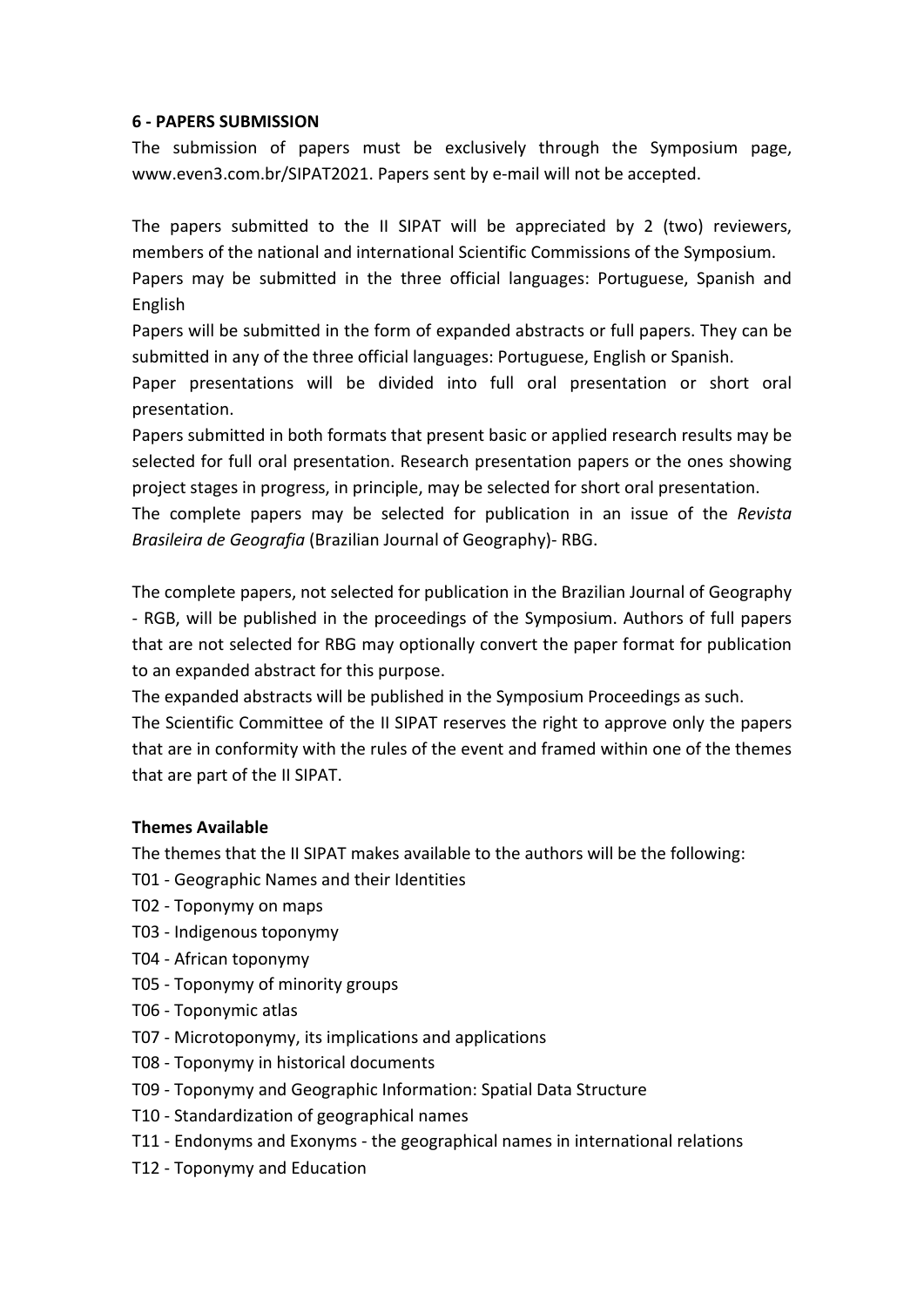### 6 - PAPERS SUBMISSION

The submission of papers must be exclusively through the Symposium page, www.even3.com.br/SIPAT2021. Papers sent by e-mail will not be accepted.

The papers submitted to the II SIPAT will be appreciated by 2 (two) reviewers, members of the national and international Scientific Commissions of the Symposium.
Papers may be submitted in the three official languages: Portuguese, Spanish and English
Papers will be submitted in the form of expanded abstracts or full papers. They can be submitted in any of the three official languages: Portuguese, English or Spanish.
Paper presentations will be divided into full oral presentation or short oral presentation.
Papers submitted in both formats that present basic or applied research results may be selected for full oral presentation. Research presentation papers or the ones showing project stages in progress, in principle, may be selected for short oral presentation.
The complete papers may be selected for publication in an issue of the *Revista Brasileira de Geografia* (Brazilian Journal of Geography)- RBG.

The complete papers, not selected for publication in the Brazilian Journal of Geography - RGB, will be published in the proceedings of the Symposium. Authors of full papers that are not selected for RBG may optionally convert the paper format for publication to an expanded abstract for this purpose.
The expanded abstracts will be published in the Symposium Proceedings as such.
The Scientific Committee of the II SIPAT reserves the right to approve only the papers that are in conformity with the rules of the event and framed within one of the themes that are part of the II SIPAT.

**Themes Available**

The themes that the II SIPAT makes available to the authors will be the following:

T01 - Geographic Names and their Identities
T02 - Toponymy on maps
T03 - Indigenous toponymy
T04 - African toponymy
T05 - Toponymy of minority groups
T06 - Toponymic atlas
T07 - Microtoponymy, its implications and applications
T08 - Toponymy in historical documents
T09 - Toponymy and Geographic Information: Spatial Data Structure
T10 - Standardization of geographical names
T11 - Endonyms and Exonyms - the geographical names in international relations
T12 - Toponymy and Education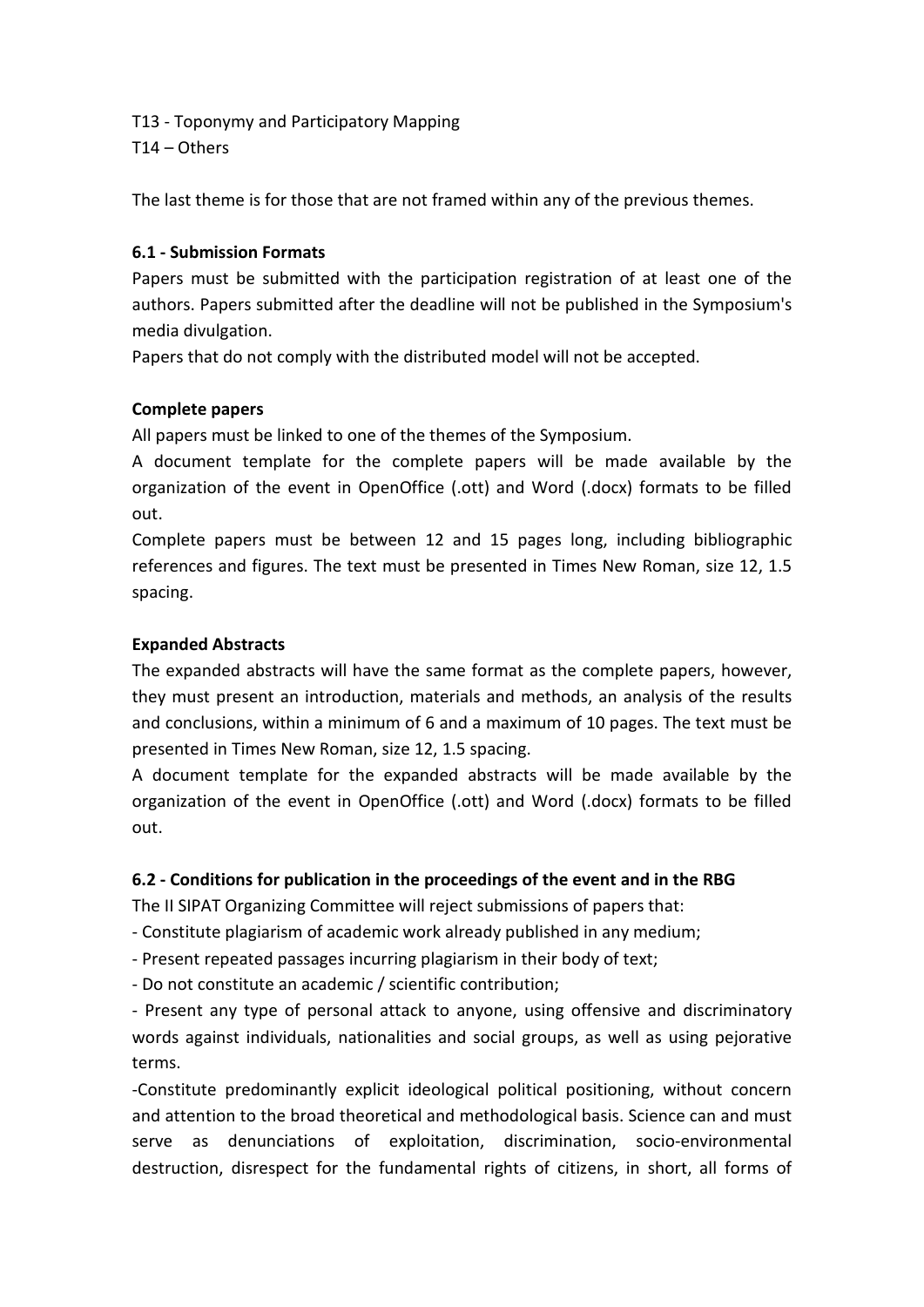T13 - Toponymy and Participatory Mapping
T14 – Others

The last theme is for those that are not framed within any of the previous themes.

### 6.1 - Submission Formats

Papers must be submitted with the participation registration of at least one of the authors. Papers submitted after the deadline will not be published in the Symposium's media divulgation.

Papers that do not comply with the distributed model will not be accepted.

**Complete papers**

All papers must be linked to one of the themes of the Symposium.

A document template for the complete papers will be made available by the organization of the event in OpenOffice (.ott) and Word (.docx) formats to be filled out.

Complete papers must be between 12 and 15 pages long, including bibliographic references and figures. The text must be presented in Times New Roman, size 12, 1.5 spacing.

**Expanded Abstracts**

The expanded abstracts will have the same format as the complete papers, however, they must present an introduction, materials and methods, an analysis of the results and conclusions, within a minimum of 6 and a maximum of 10 pages. The text must be presented in Times New Roman, size 12, 1.5 spacing.

A document template for the expanded abstracts will be made available by the organization of the event in OpenOffice (.ott) and Word (.docx) formats to be filled out.

### 6.2 - Conditions for publication in the proceedings of the event and in the RBG

The II SIPAT Organizing Committee will reject submissions of papers that:

- Constitute plagiarism of academic work already published in any medium;
- Present repeated passages incurring plagiarism in their body of text;
- Do not constitute an academic / scientific contribution;
- Present any type of personal attack to anyone, using offensive and discriminatory words against individuals, nationalities and social groups, as well as using pejorative terms.
- Constitute predominantly explicit ideological political positioning, without concern and attention to the broad theoretical and methodological basis. Science can and must serve as denunciations of exploitation, discrimination, socio-environmental destruction, disrespect for the fundamental rights of citizens, in short, all forms of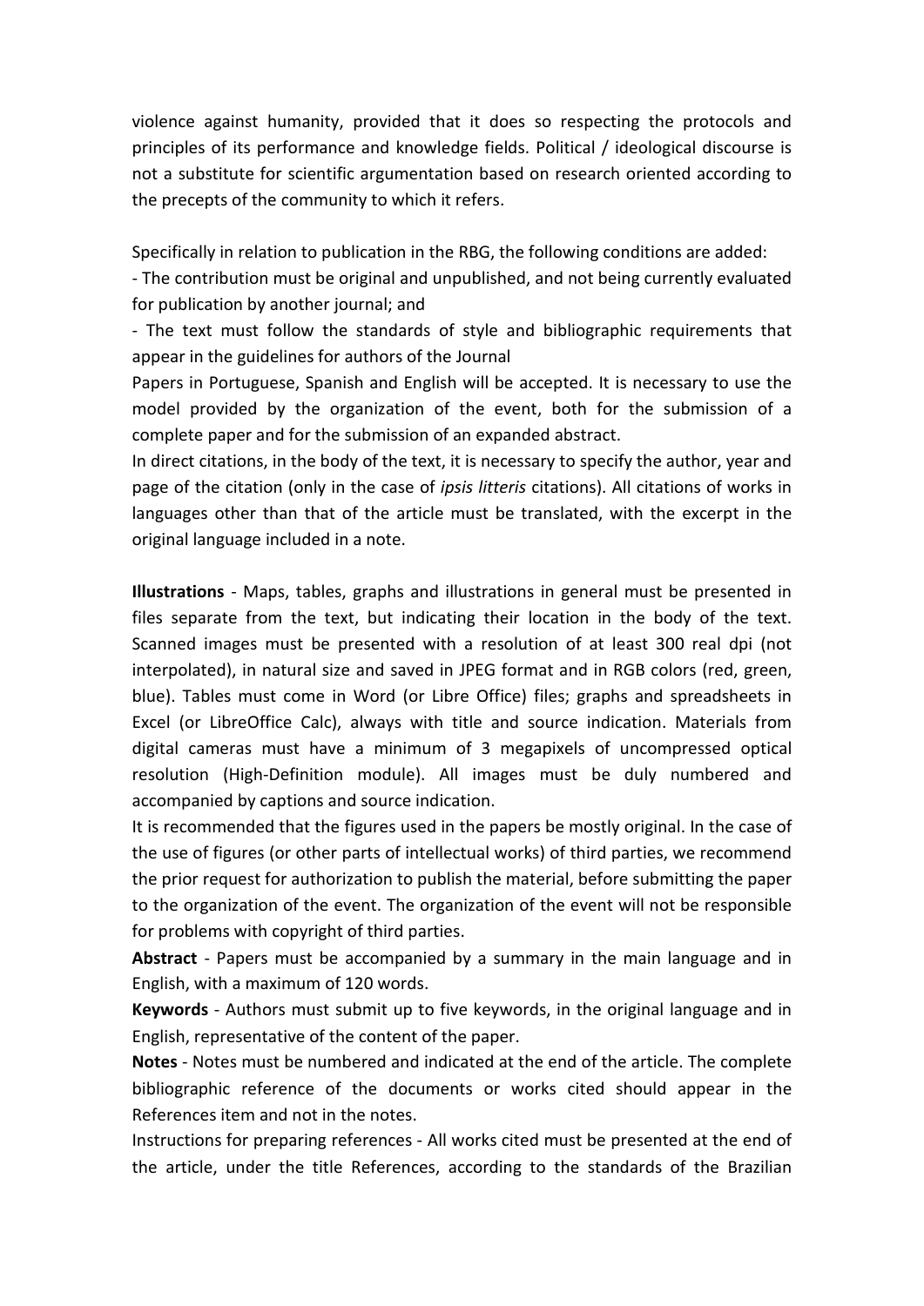violence against humanity, provided that it does so respecting the protocols and principles of its performance and knowledge fields. Political / ideological discourse is not a substitute for scientific argumentation based on research oriented according to the precepts of the community to which it refers.

Specifically in relation to publication in the RBG, the following conditions are added:

- The contribution must be original and unpublished, and not being currently evaluated for publication by another journal; and
- The text must follow the standards of style and bibliographic requirements that appear in the guidelines for authors of the Journal

Papers in Portuguese, Spanish and English will be accepted. It is necessary to use the model provided by the organization of the event, both for the submission of a complete paper and for the submission of an expanded abstract.

In direct citations, in the body of the text, it is necessary to specify the author, year and page of the citation (only in the case of *ipsis litteris* citations). All citations of works in languages other than that of the article must be translated, with the excerpt in the original language included in a note.

**Illustrations** - Maps, tables, graphs and illustrations in general must be presented in files separate from the text, but indicating their location in the body of the text. Scanned images must be presented with a resolution of at least 300 real dpi (not interpolated), in natural size and saved in JPEG format and in RGB colors (red, green, blue). Tables must come in Word (or Libre Office) files; graphs and spreadsheets in Excel (or LibreOffice Calc), always with title and source indication. Materials from digital cameras must have a minimum of 3 megapixels of uncompressed optical resolution (High-Definition module). All images must be duly numbered and accompanied by captions and source indication.

It is recommended that the figures used in the papers be mostly original. In the case of the use of figures (or other parts of intellectual works) of third parties, we recommend the prior request for authorization to publish the material, before submitting the paper to the organization of the event. The organization of the event will not be responsible for problems with copyright of third parties.

**Abstract** - Papers must be accompanied by a summary in the main language and in English, with a maximum of 120 words.

**Keywords** - Authors must submit up to five keywords, in the original language and in English, representative of the content of the paper.

**Notes** - Notes must be numbered and indicated at the end of the article. The complete bibliographic reference of the documents or works cited should appear in the References item and not in the notes.

Instructions for preparing references - All works cited must be presented at the end of the article, under the title References, according to the standards of the Brazilian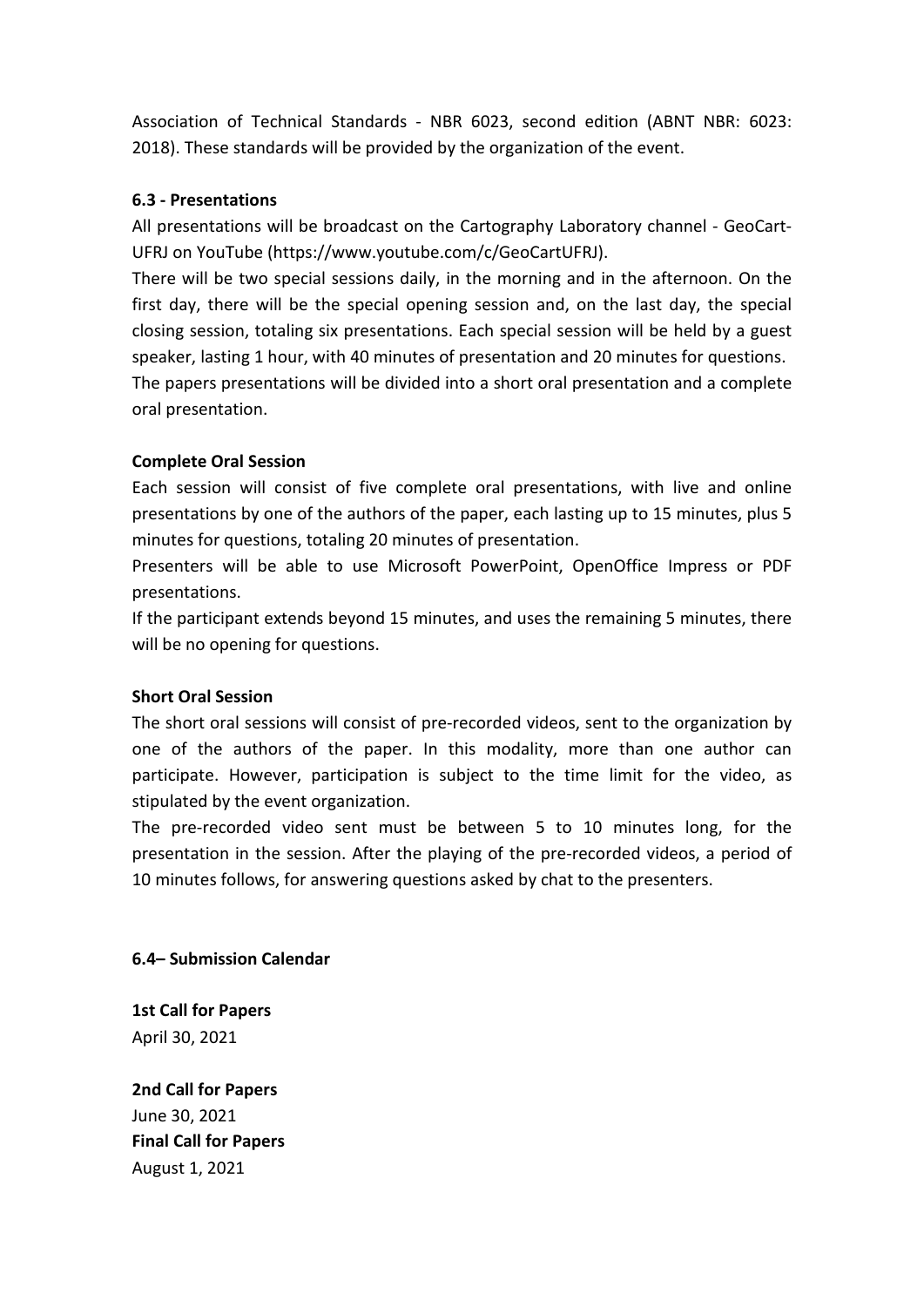Association of Technical Standards - NBR 6023, second edition (ABNT NBR: 6023: 2018). These standards will be provided by the organization of the event.

**6.3 - Presentations**

All presentations will be broadcast on the Cartography Laboratory channel - GeoCart-UFRJ on YouTube (https://www.youtube.com/c/GeoCartUFRJ).

There will be two special sessions daily, in the morning and in the afternoon. On the first day, there will be the special opening session and, on the last day, the special closing session, totaling six presentations. Each special session will be held by a guest speaker, lasting 1 hour, with 40 minutes of presentation and 20 minutes for questions.

The papers presentations will be divided into a short oral presentation and a complete oral presentation.

**Complete Oral Session**

Each session will consist of five complete oral presentations, with live and online presentations by one of the authors of the paper, each lasting up to 15 minutes, plus 5 minutes for questions, totaling 20 minutes of presentation.

Presenters will be able to use Microsoft PowerPoint, OpenOffice Impress or PDF presentations.

If the participant extends beyond 15 minutes, and uses the remaining 5 minutes, there will be no opening for questions.

**Short Oral Session**

The short oral sessions will consist of pre-recorded videos, sent to the organization by one of the authors of the paper. In this modality, more than one author can participate. However, participation is subject to the time limit for the video, as stipulated by the event organization.

The pre-recorded video sent must be between 5 to 10 minutes long, for the presentation in the session. After the playing of the pre-recorded videos, a period of 10 minutes follows, for answering questions asked by chat to the presenters.

**6.4– Submission Calendar**

**1st Call for Papers**
April 30, 2021

**2nd Call for Papers**
June 30, 2021
**Final Call for Papers**
August 1, 2021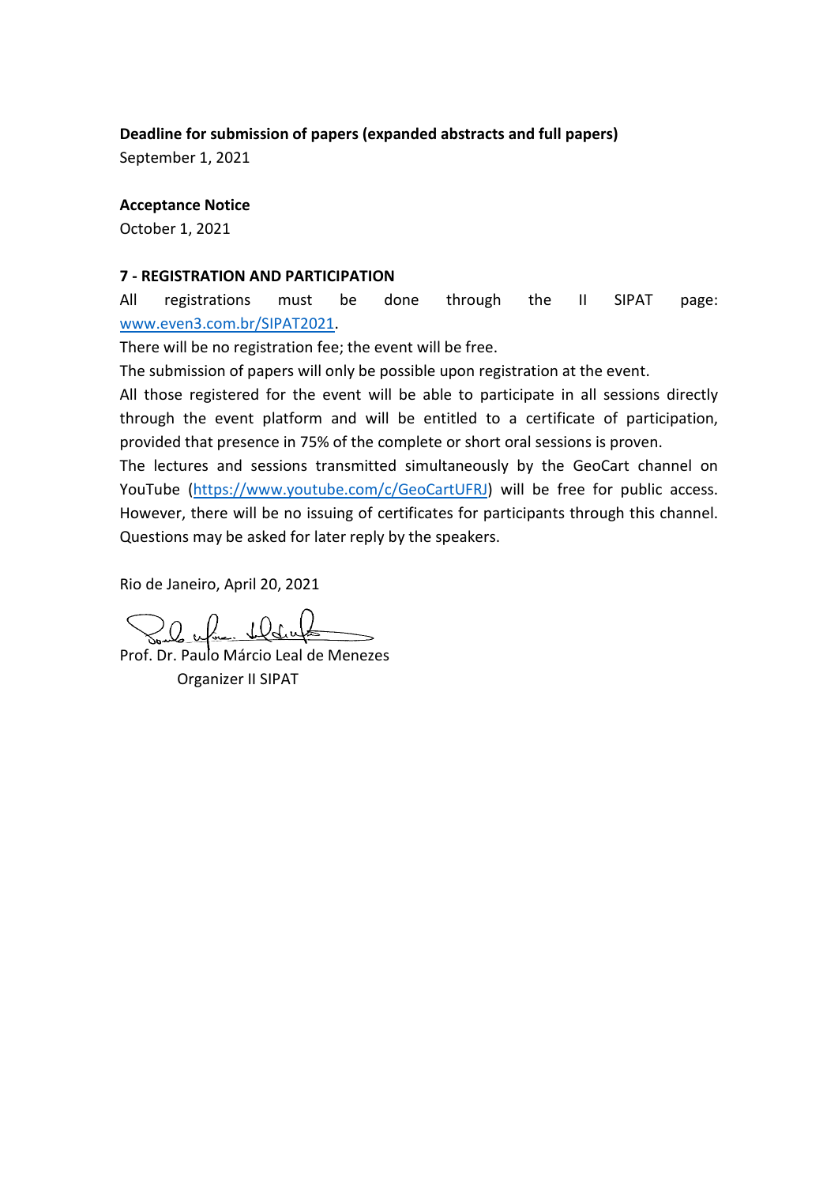**Deadline for submission of papers (expanded abstracts and full papers)**
September 1, 2021

**Acceptance Notice**
October 1, 2021

**7 - REGISTRATION AND PARTICIPATION**

All registrations must be done through the II SIPAT page: www.even3.com.br/SIPAT2021.

There will be no registration fee; the event will be free.

The submission of papers will only be possible upon registration at the event.

All those registered for the event will be able to participate in all sessions directly through the event platform and will be entitled to a certificate of participation, provided that presence in 75% of the complete or short oral sessions is proven.

The lectures and sessions transmitted simultaneously by the GeoCart channel on YouTube (https://www.youtube.com/c/GeoCartUFRJ) will be free for public access. However, there will be no issuing of certificates for participants through this channel. Questions may be asked for later reply by the speakers.

Rio de Janeiro, April 20, 2021

Prof. Dr. Paulo Márcio Leal de Menezes
Organizer II SIPAT